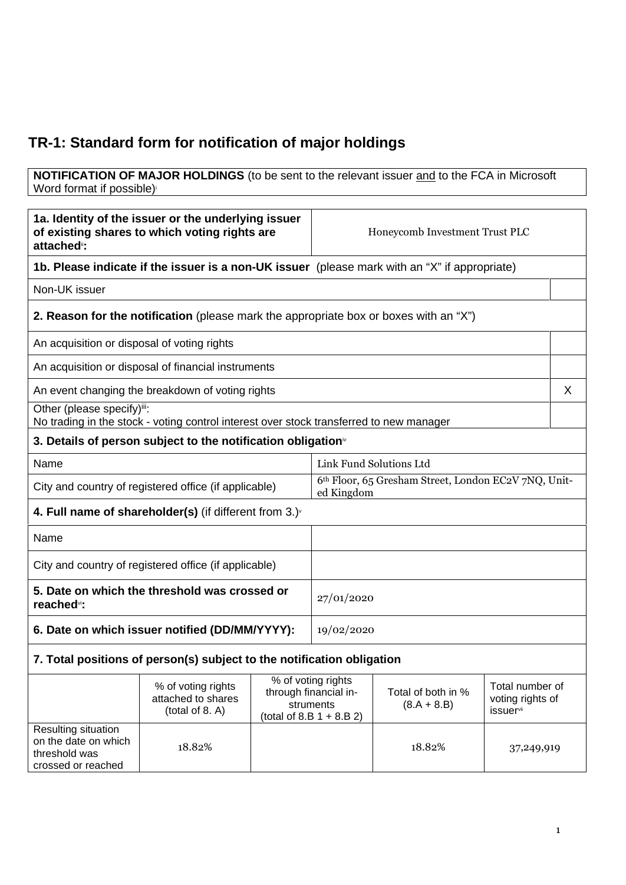# TR-1: Standard form for notification of major holdings

**NOTIFICATION OF MAJOR HOLDINGS** (to be sent to the relevant issuer and to the FCA in Microsoft Word format if possible)[i]

| | |
|---|---|
| **1a. Identity of the issuer or the underlying issuer of existing shares to which voting rights are attached**[ii]**:** | Honeycomb Investment Trust PLC |

**1b. Please indicate if the issuer is a non-UK issuer** (please mark with an "X" if appropriate)

| | |
|---|---|
| Non-UK issuer | |

**2. Reason for the notification** (please mark the appropriate box or boxes with an "X")

| | |
|---|---|
| An acquisition or disposal of voting rights | |
| An acquisition or disposal of financial instruments | |
| An event changing the breakdown of voting rights | X |
| Other (please specify)[iii]: No trading in the stock - voting control interest over stock transferred to new manager | |

**3. Details of person subject to the notification obligation**[iv]

| | |
|---|---|
| Name | Link Fund Solutions Ltd |
| City and country of registered office (if applicable) | 6th Floor, 65 Gresham Street, London EC2V 7NQ, United Kingdom |

**4. Full name of shareholder(s)** (if different from 3.)[v]

| | |
|---|---|
| Name | |
| City and country of registered office (if applicable) | |

| | |
|---|---|
| **5. Date on which the threshold was crossed or reached**[vi]**:** | 27/01/2020 |
| **6. Date on which issuer notified (DD/MM/YYYY):** | 19/02/2020 |

**7. Total positions of person(s) subject to the notification obligation**

| | % of voting rights attached to shares (total of 8. A) | % of voting rights through financial instruments (total of 8.B 1 + 8.B 2) | Total of both in % (8.A + 8.B) | Total number of voting rights of issuer[vii] |
|---|---|---|---|---|
| Resulting situation on the date on which threshold was crossed or reached | 18.82% | | 18.82% | 37,249,919 |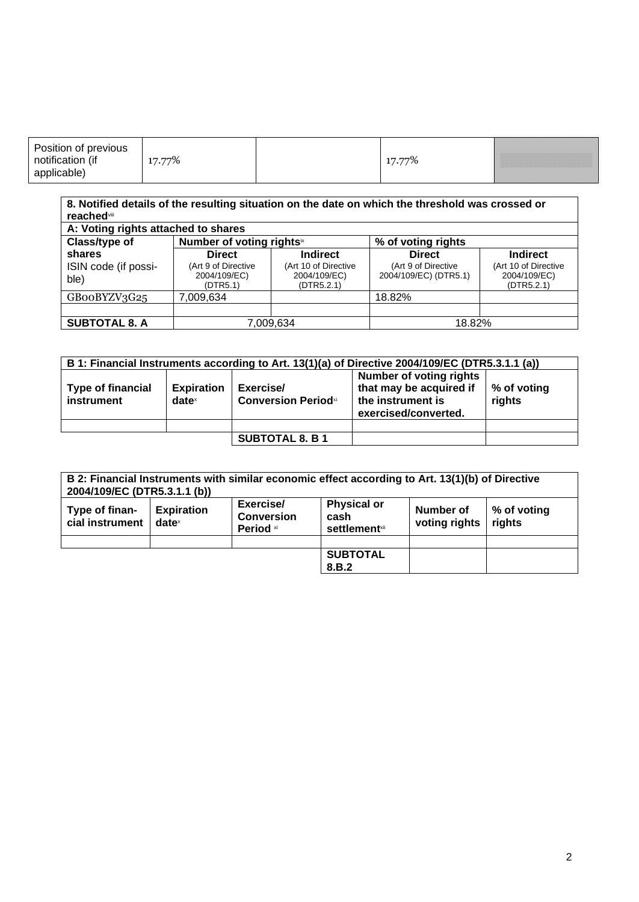| Position of previous notification (if applicable) | 17.77% | | 17.77% | |
|---|---|---|---|---|

| **8. Notified details of the resulting situation on the date on which the threshold was crossed or reached**[viii] | | | | |
|---|---|---|---|---|
| **A: Voting rights attached to shares** | | | | |
| **Class/type of shares** ISIN code (if possible) | **Number of voting rights**[ix] | | **% of voting rights** | |
| | **Direct** (Art 9 of Directive 2004/109/EC) (DTR5.1) | **Indirect** (Art 10 of Directive 2004/109/EC) (DTR5.2.1) | **Direct** (Art 9 of Directive 2004/109/EC) (DTR5.1) | **Indirect** (Art 10 of Directive 2004/109/EC) (DTR5.2.1) |
| GB00BYZV3G25 | 7,009,634 | | 18.82% | |
| | | | | |
| **SUBTOTAL 8. A** | 7,009,634 | | 18.82% | |

| **B 1: Financial Instruments according to Art. 13(1)(a) of Directive 2004/109/EC (DTR5.3.1.1 (a))** | | | | |
|---|---|---|---|---|
| **Type of financial instrument** | **Expiration date**[x] | **Exercise/ Conversion Period**[xi] | **Number of voting rights that may be acquired if the instrument is exercised/converted.** | **% of voting rights** |
| | | | | |
| | | **SUBTOTAL 8. B 1** | | |

| **B 2: Financial Instruments with similar economic effect according to Art. 13(1)(b) of Directive 2004/109/EC (DTR5.3.1.1 (b))** | | | | | |
|---|---|---|---|---|---|
| **Type of financial instrument** | **Expiration date**[x] | **Exercise/ Conversion Period** [xi] | **Physical or cash settlement**[xii] | **Number of voting rights** | **% of voting rights** |
| | | | | | |
| | | | **SUBTOTAL 8.B.2** | | |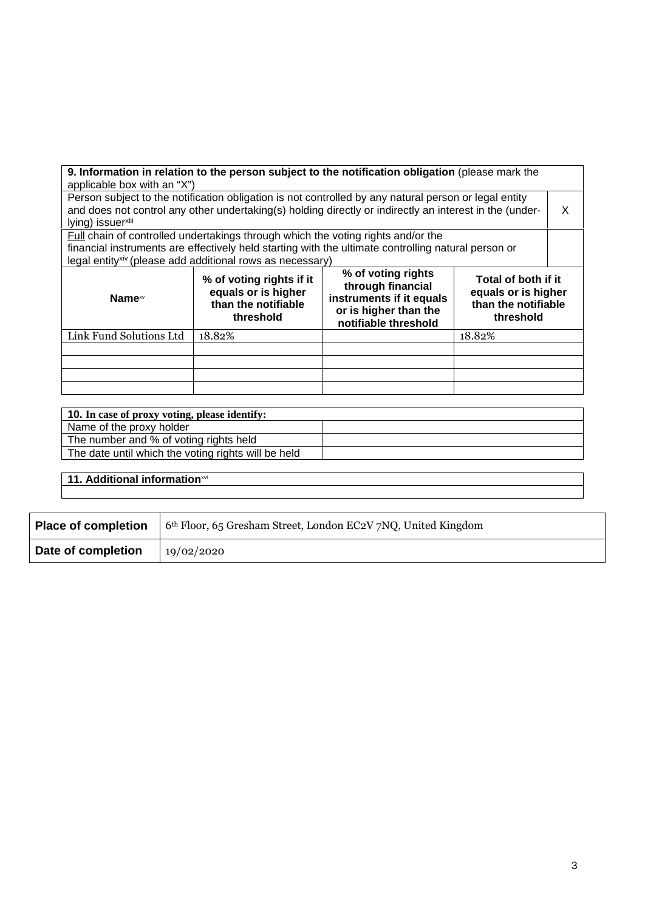| **9. Information in relation to the person subject to the notification obligation** (please mark the applicable box with an "X") | | | |
|---|---|---|---|
| Person subject to the notification obligation is not controlled by any natural person or legal entity and does not control any other undertaking(s) holding directly or indirectly an interest in the (underlying) issuer[xiii] | | | X |
| Full chain of controlled undertakings through which the voting rights and/or the financial instruments are effectively held starting with the ultimate controlling natural person or legal entity[xiv] (please add additional rows as necessary) | | | |
| **Name**[xv] | **% of voting rights if it equals or is higher than the notifiable threshold** | **% of voting rights through financial instruments if it equals or is higher than the notifiable threshold** | **Total of both if it equals or is higher than the notifiable threshold** |
| Link Fund Solutions Ltd | 18.82% | | 18.82% |
| | | | |
| | | | |
| | | | |
| | | | |

| **10. In case of proxy voting, please identify:** | |
|---|---|
| Name of the proxy holder | |
| The number and % of voting rights held | |
| The date until which the voting rights will be held | |

| **11. Additional information**[xvi] |
|---|
| |

| | |
|---|---|
| **Place of completion** | 6th Floor, 65 Gresham Street, London EC2V 7NQ, United Kingdom |
| **Date of completion** | 19/02/2020 |